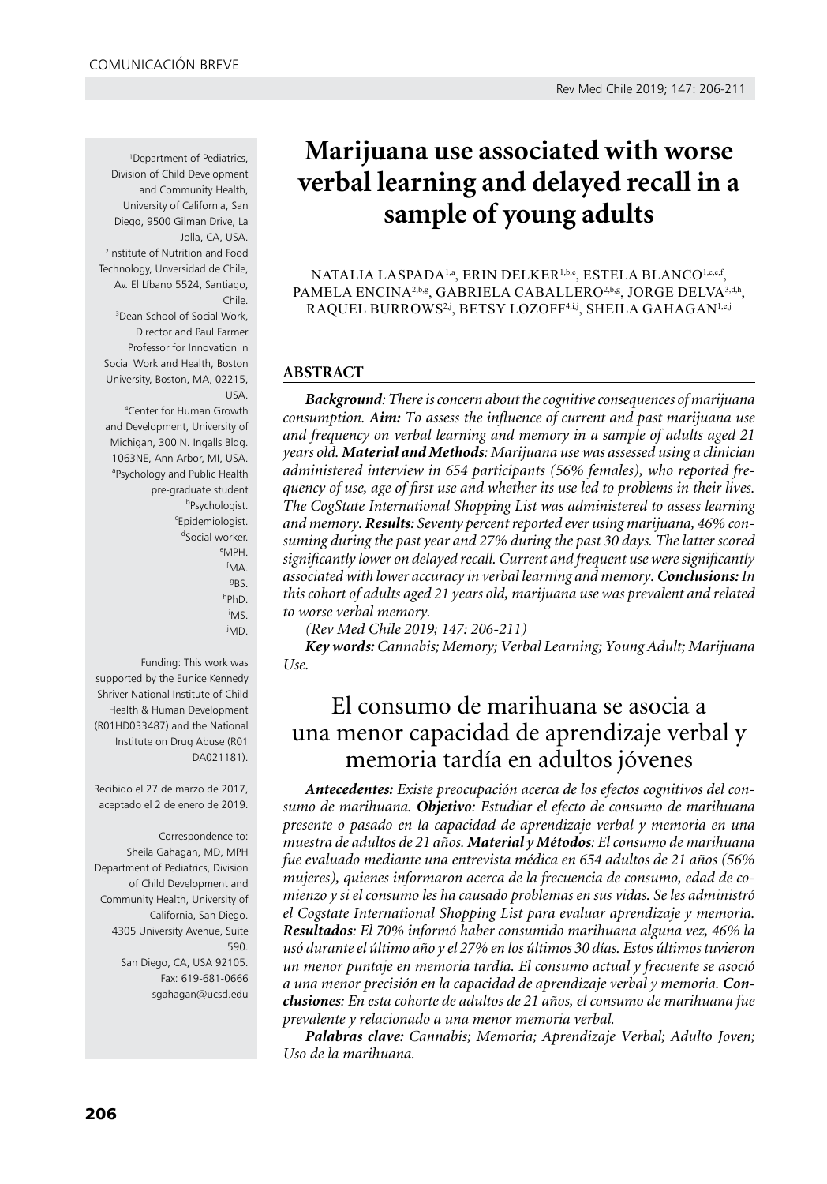COMUNICACIÓN BREVE

# Marijuana use associated with worse verbal learning and delayed recall in a sample of young adults

NATALIA LASPADA[1,a], ERIN DELKER[1,b,e], ESTELA BLANCO[1,c,e,f], PAMELA ENCINA[2,b,g], GABRIELA CABALLERO[2,b,g], JORGE DELVA[3,d,h], RAQUEL BURROWS[2,j], BETSY LOZOFF[4,i,j], SHEILA GAHAGAN[1,e,j]

[1]Department of Pediatrics, Division of Child Development and Community Health, University of California, San Diego, 9500 Gilman Drive, La Jolla, CA, USA.
[2]Institute of Nutrition and Food Technology, Unversidad de Chile, Av. El Líbano 5524, Santiago, Chile.
[3]Dean School of Social Work, Director and Paul Farmer Professor for Innovation in Social Work and Health, Boston University, Boston, MA, 02215, USA.
[4]Center for Human Growth and Development, University of Michigan, 300 N. Ingalls Bldg. 1063NE, Ann Arbor, MI, USA.
[a]Psychology and Public Health pre-graduate student
[b]Psychologist.
[c]Epidemiologist.
[d]Social worker.
[e]MPH.
[f]MA.
[g]BS.
[h]PhD.
[i]MS.
[j]MD.

Funding: This work was supported by the Eunice Kennedy Shriver National Institute of Child Health & Human Development (R01HD033487) and the National Institute on Drug Abuse (R01 DA021181).

Recibido el 27 de marzo de 2017, aceptado el 2 de enero de 2019.

Correspondence to:
Sheila Gahagan, MD, MPH
Department of Pediatrics, Division of Child Development and Community Health, University of California, San Diego.
4305 University Avenue, Suite 590.
San Diego, CA, USA 92105.
Fax: 619-681-0666
sgahagan@ucsd.edu

## ABSTRACT

***Background**: There is concern about the cognitive consequences of marijuana consumption.* ***Aim:*** *To assess the influence of current and past marijuana use and frequency on verbal learning and memory in a sample of adults aged 21 years old.* ***Material and Methods**: Marijuana use was assessed using a clinician administered interview in 654 participants (56% females), who reported frequency of use, age of first use and whether its use led to problems in their lives. The CogState International Shopping List was administered to assess learning and memory.* ***Results**: Seventy percent reported ever using marijuana, 46% consuming during the past year and 27% during the past 30 days. The latter scored significantly lower on delayed recall. Current and frequent use were significantly associated with lower accuracy in verbal learning and memory.* ***Conclusions:*** *In this cohort of adults aged 21 years old, marijuana use was prevalent and related to worse verbal memory.*

*(Rev Med Chile 2019; 147: 206-211)*

***Key words:*** *Cannabis; Memory; Verbal Learning; Young Adult; Marijuana Use.*

## El consumo de marihuana se asocia a una menor capacidad de aprendizaje verbal y memoria tardía en adultos jóvenes

***Antecedentes:*** *Existe preocupación acerca de los efectos cognitivos del consumo de marihuana.* ***Objetivo**: Estudiar el efecto de consumo de marihuana presente o pasado en la capacidad de aprendizaje verbal y memoria en una muestra de adultos de 21 años.* ***Material y Métodos**: El consumo de marihuana fue evaluado mediante una entrevista médica en 654 adultos de 21 años (56% mujeres), quienes informaron acerca de la frecuencia de consumo, edad de comienzo y si el consumo les ha causado problemas en sus vidas. Se les administró el Cogstate International Shopping List para evaluar aprendizaje y memoria.* ***Resultados**: El 70% informó haber consumido marihuana alguna vez, 46% la usó durante el último año y el 27% en los últimos 30 días. Estos últimos tuvieron un menor puntaje en memoria tardía. El consumo actual y frecuente se asoció a una menor precisión en la capacidad de aprendizaje verbal y memoria.* ***Conclusiones**: En esta cohorte de adultos de 21 años, el consumo de marihuana fue prevalente y relacionado a una menor memoria verbal.*

***Palabras clave:*** *Cannabis; Memoria; Aprendizaje Verbal; Adulto Joven; Uso de la marihuana.*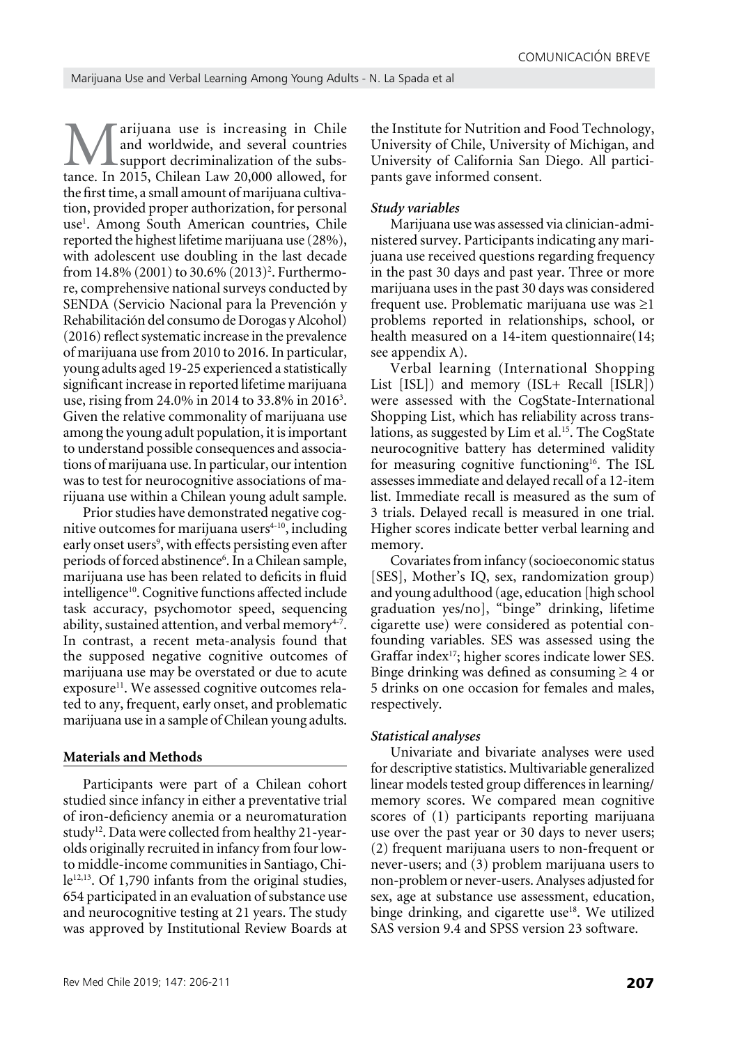Marijuana use is increasing in Chile and worldwide, and several countries support decriminalization of the substance. In 2015, Chilean Law 20,000 allowed, for the first time, a small amount of marijuana cultivation, provided proper authorization, for personal use[1]. Among South American countries, Chile reported the highest lifetime marijuana use (28%), with adolescent use doubling in the last decade from 14.8% (2001) to 30.6% (2013)[2]. Furthermore, comprehensive national surveys conducted by SENDA (Servicio Nacional para la Prevención y Rehabilitación del consumo de Dorogas y Alcohol) (2016) reflect systematic increase in the prevalence of marijuana use from 2010 to 2016. In particular, young adults aged 19-25 experienced a statistically significant increase in reported lifetime marijuana use, rising from 24.0% in 2014 to 33.8% in 2016[3]. Given the relative commonality of marijuana use among the young adult population, it is important to understand possible consequences and associations of marijuana use. In particular, our intention was to test for neurocognitive associations of marijuana use within a Chilean young adult sample.

Prior studies have demonstrated negative cognitive outcomes for marijuana users[4-10], including early onset users[9], with effects persisting even after periods of forced abstinence[6]. In a Chilean sample, marijuana use has been related to deficits in fluid intelligence[10]. Cognitive functions affected include task accuracy, psychomotor speed, sequencing ability, sustained attention, and verbal memory[4-7]. In contrast, a recent meta-analysis found that the supposed negative cognitive outcomes of marijuana use may be overstated or due to acute exposure[11]. We assessed cognitive outcomes related to any, frequent, early onset, and problematic marijuana use in a sample of Chilean young adults.

## Materials and Methods

Participants were part of a Chilean cohort studied since infancy in either a preventative trial of iron-deficiency anemia or a neuromaturation study[12]. Data were collected from healthy 21-year-olds originally recruited in infancy from four low- to middle-income communities in Santiago, Chile[12,13]. Of 1,790 infants from the original studies, 654 participated in an evaluation of substance use and neurocognitive testing at 21 years. The study was approved by Institutional Review Boards at the Institute for Nutrition and Food Technology, University of Chile, University of Michigan, and University of California San Diego. All participants gave informed consent.

### *Study variables*

Marijuana use was assessed via clinician-administered survey. Participants indicating any marijuana use received questions regarding frequency in the past 30 days and past year. Three or more marijuana uses in the past 30 days was considered frequent use. Problematic marijuana use was ≥1 problems reported in relationships, school, or health measured on a 14-item questionnaire(14; see appendix A).

Verbal learning (International Shopping List [ISL]) and memory (ISL+ Recall [ISLR]) were assessed with the CogState-International Shopping List, which has reliability across translations, as suggested by Lim et al.[15]. The CogState neurocognitive battery has determined validity for measuring cognitive functioning[16]. The ISL assesses immediate and delayed recall of a 12-item list. Immediate recall is measured as the sum of 3 trials. Delayed recall is measured in one trial. Higher scores indicate better verbal learning and memory.

Covariates from infancy (socioeconomic status [SES], Mother's IQ, sex, randomization group) and young adulthood (age, education [high school graduation yes/no], "binge" drinking, lifetime cigarette use) were considered as potential confounding variables. SES was assessed using the Graffar index[17]; higher scores indicate lower SES. Binge drinking was defined as consuming ≥ 4 or 5 drinks on one occasion for females and males, respectively.

### *Statistical analyses*

Univariate and bivariate analyses were used for descriptive statistics. Multivariable generalized linear models tested group differences in learning/memory scores. We compared mean cognitive scores of (1) participants reporting marijuana use over the past year or 30 days to never users; (2) frequent marijuana users to non-frequent or never-users; and (3) problem marijuana users to non-problem or never-users. Analyses adjusted for sex, age at substance use assessment, education, binge drinking, and cigarette use[18]. We utilized SAS version 9.4 and SPSS version 23 software.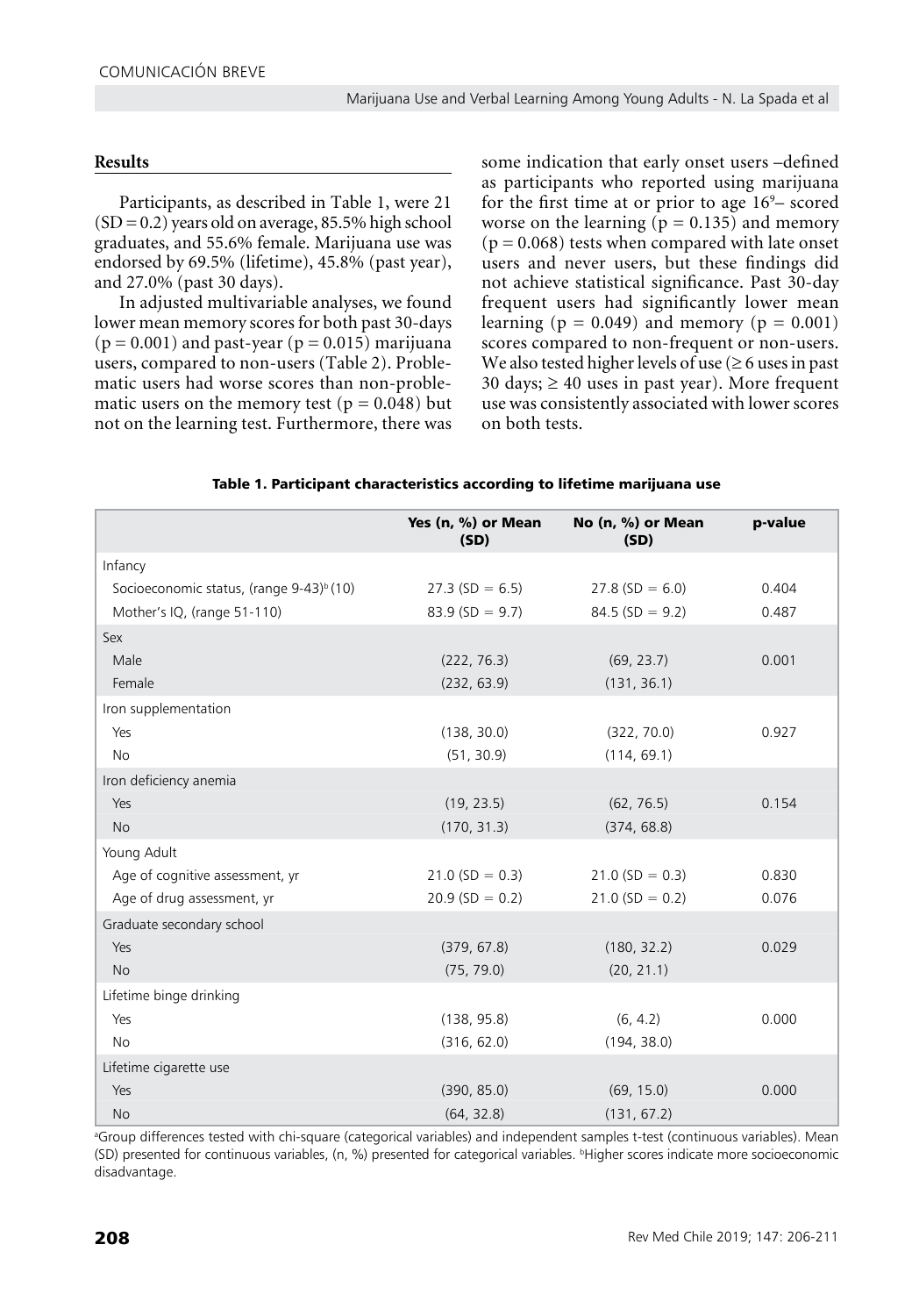COMUNICACIÓN BREVE

## Results

Participants, as described in Table 1, were 21 (SD = 0.2) years old on average, 85.5% high school graduates, and 55.6% female. Marijuana use was endorsed by 69.5% (lifetime), 45.8% (past year), and 27.0% (past 30 days).

In adjusted multivariable analyses, we found lower mean memory scores for both past 30-days ($p = 0.001$) and past-year ($p = 0.015$) marijuana users, compared to non-users (Table 2). Problematic users had worse scores than non-problematic users on the memory test ($p = 0.048$) but not on the learning test. Furthermore, there was some indication that early onset users –defined as participants who reported using marijuana for the first time at or prior to age 16[9]– scored worse on the learning ($p = 0.135$) and memory ($p = 0.068$) tests when compared with late onset users and never users, but these findings did not achieve statistical significance. Past 30-day frequent users had significantly lower mean learning ($p = 0.049$) and memory ($p = 0.001$) scores compared to non-frequent or non-users. We also tested higher levels of use (≥ 6 uses in past 30 days; ≥ 40 uses in past year). More frequent use was consistently associated with lower scores on both tests.

**Table 1. Participant characteristics according to lifetime marijuana use**

| | Yes (n, %) or Mean (SD) | No (n, %) or Mean (SD) | p-value |
|---|---|---|---|
| Infancy | | | |
| Socioeconomic status, (range 9-43)[b] (10) | 27.3 (SD = 6.5) | 27.8 (SD = 6.0) | 0.404 |
| Mother's IQ, (range 51-110) | 83.9 (SD = 9.7) | 84.5 (SD = 9.2) | 0.487 |
| Sex | | | |
| Male | (222, 76.3) | (69, 23.7) | 0.001 |
| Female | (232, 63.9) | (131, 36.1) | |
| Iron supplementation | | | |
| Yes | (138, 30.0) | (322, 70.0) | 0.927 |
| No | (51, 30.9) | (114, 69.1) | |
| Iron deficiency anemia | | | |
| Yes | (19, 23.5) | (62, 76.5) | 0.154 |
| No | (170, 31.3) | (374, 68.8) | |
| Young Adult | | | |
| Age of cognitive assessment, yr | 21.0 (SD = 0.3) | 21.0 (SD = 0.3) | 0.830 |
| Age of drug assessment, yr | 20.9 (SD = 0.2) | 21.0 (SD = 0.2) | 0.076 |
| Graduate secondary school | | | |
| Yes | (379, 67.8) | (180, 32.2) | 0.029 |
| No | (75, 79.0) | (20, 21.1) | |
| Lifetime binge drinking | | | |
| Yes | (138, 95.8) | (6, 4.2) | 0.000 |
| No | (316, 62.0) | (194, 38.0) | |
| Lifetime cigarette use | | | |
| Yes | (390, 85.0) | (69, 15.0) | 0.000 |
| No | (64, 32.8) | (131, 67.2) | |

[a]Group differences tested with chi-square (categorical variables) and independent samples t-test (continuous variables). Mean (SD) presented for continuous variables, (n, %) presented for categorical variables. [b]Higher scores indicate more socioeconomic disadvantage.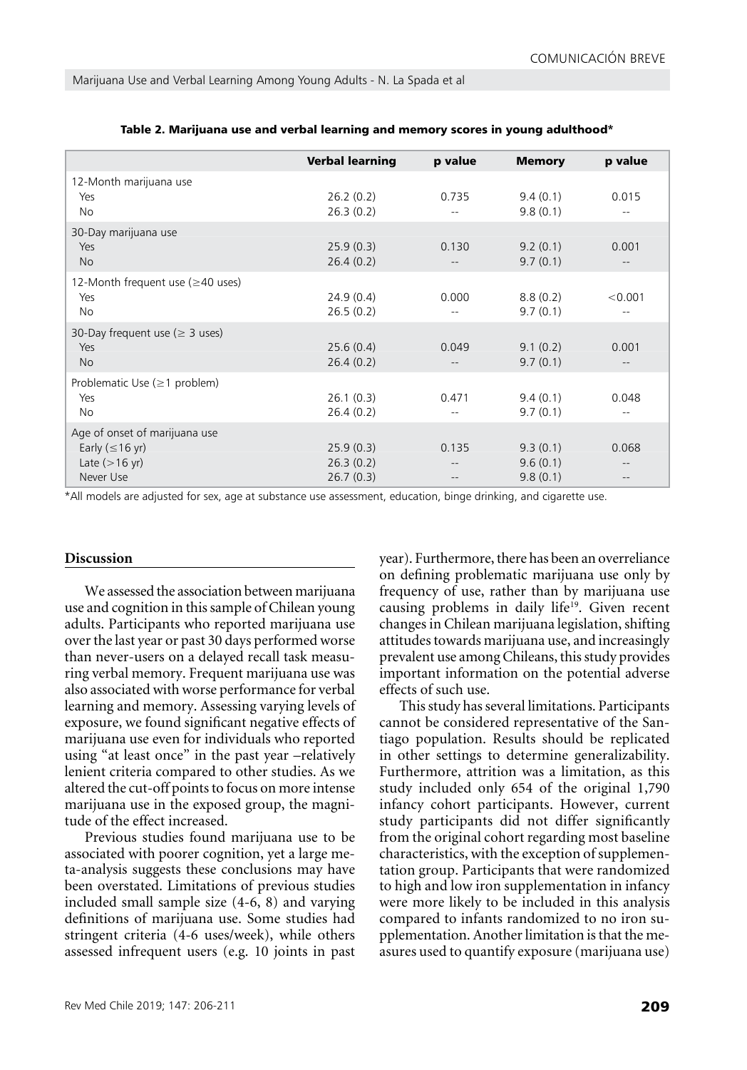**Table 2. Marijuana use and verbal learning and memory scores in young adulthood***

| | Verbal learning | p value | Memory | p value |
|---|---|---|---|---|
| 12-Month marijuana use | | | | |
| Yes | 26.2 (0.2) | 0.735 | 9.4 (0.1) | 0.015 |
| No | 26.3 (0.2) | -- | 9.8 (0.1) | -- |
| 30-Day marijuana use | | | | |
| Yes | 25.9 (0.3) | 0.130 | 9.2 (0.1) | 0.001 |
| No | 26.4 (0.2) | -- | 9.7 (0.1) | -- |
| 12-Month frequent use (≥40 uses) | | | | |
| Yes | 24.9 (0.4) | 0.000 | 8.8 (0.2) | <0.001 |
| No | 26.5 (0.2) | -- | 9.7 (0.1) | -- |
| 30-Day frequent use (≥ 3 uses) | | | | |
| Yes | 25.6 (0.4) | 0.049 | 9.1 (0.2) | 0.001 |
| No | 26.4 (0.2) | -- | 9.7 (0.1) | -- |
| Problematic Use (≥1 problem) | | | | |
| Yes | 26.1 (0.3) | 0.471 | 9.4 (0.1) | 0.048 |
| No | 26.4 (0.2) | -- | 9.7 (0.1) | -- |
| Age of onset of marijuana use | | | | |
| Early (≤16 yr) | 25.9 (0.3) | 0.135 | 9.3 (0.1) | 0.068 |
| Late (>16 yr) | 26.3 (0.2) | -- | 9.6 (0.1) | -- |
| Never Use | 26.7 (0.3) | -- | 9.8 (0.1) | -- |

*All models are adjusted for sex, age at substance use assessment, education, binge drinking, and cigarette use.

## Discussion

We assessed the association between marijuana use and cognition in this sample of Chilean young adults. Participants who reported marijuana use over the last year or past 30 days performed worse than never-users on a delayed recall task measuring verbal memory. Frequent marijuana use was also associated with worse performance for verbal learning and memory. Assessing varying levels of exposure, we found significant negative effects of marijuana use even for individuals who reported using "at least once" in the past year –relatively lenient criteria compared to other studies. As we altered the cut-off points to focus on more intense marijuana use in the exposed group, the magnitude of the effect increased.

Previous studies found marijuana use to be associated with poorer cognition, yet a large meta-analysis suggests these conclusions may have been overstated. Limitations of previous studies included small sample size (4-6, 8) and varying definitions of marijuana use. Some studies had stringent criteria (4-6 uses/week), while others assessed infrequent users (e.g. 10 joints in past year). Furthermore, there has been an overreliance on defining problematic marijuana use only by frequency of use, rather than by marijuana use causing problems in daily life[19]. Given recent changes in Chilean marijuana legislation, shifting attitudes towards marijuana use, and increasingly prevalent use among Chileans, this study provides important information on the potential adverse effects of such use.

This study has several limitations. Participants cannot be considered representative of the Santiago population. Results should be replicated in other settings to determine generalizability. Furthermore, attrition was a limitation, as this study included only 654 of the original 1,790 infancy cohort participants. However, current study participants did not differ significantly from the original cohort regarding most baseline characteristics, with the exception of supplementation group. Participants that were randomized to high and low iron supplementation in infancy were more likely to be included in this analysis compared to infants randomized to no iron supplementation. Another limitation is that the measures used to quantify exposure (marijuana use)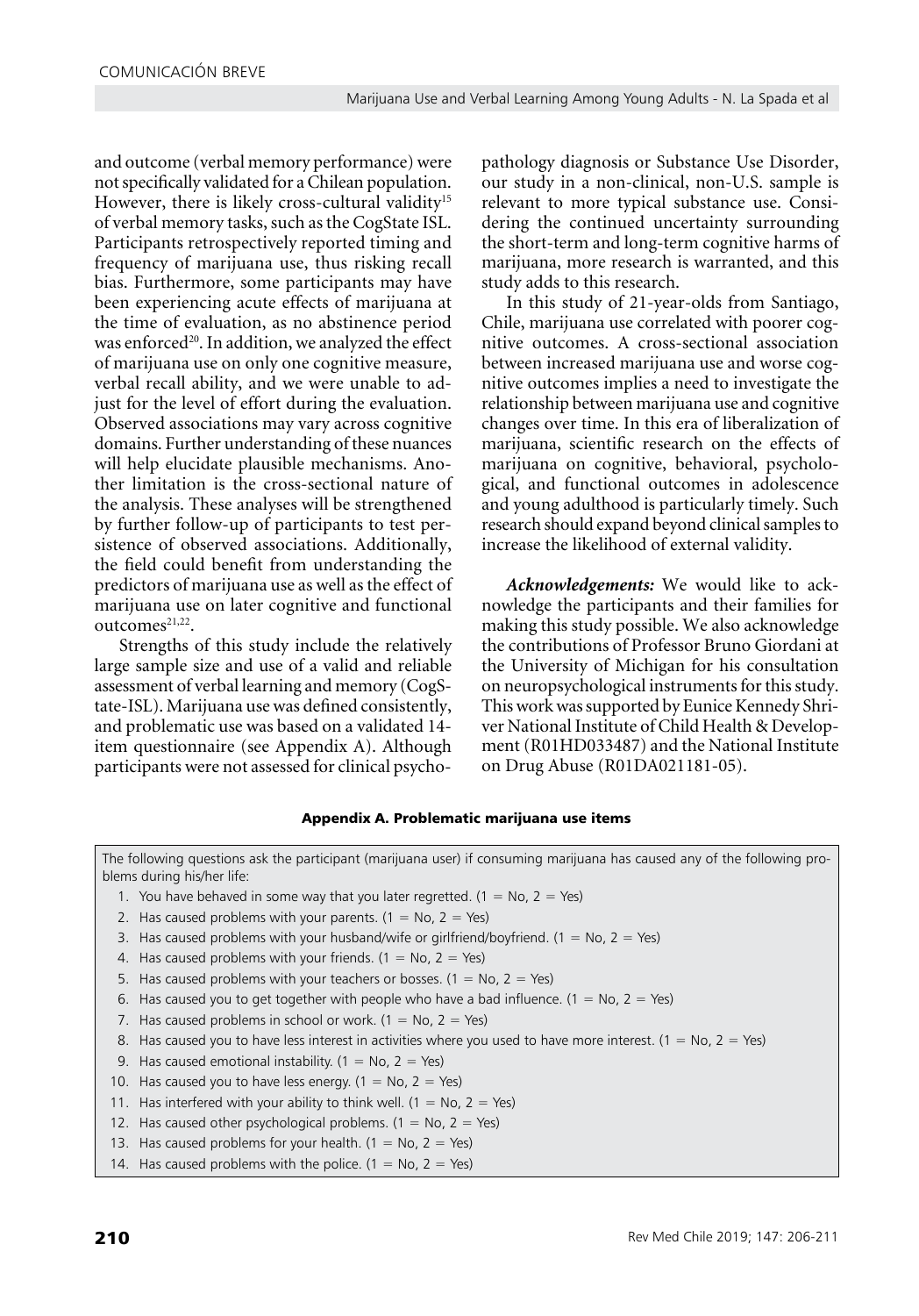and outcome (verbal memory performance) were not specifically validated for a Chilean population. However, there is likely cross-cultural validity[15] of verbal memory tasks, such as the CogState ISL. Participants retrospectively reported timing and frequency of marijuana use, thus risking recall bias. Furthermore, some participants may have been experiencing acute effects of marijuana at the time of evaluation, as no abstinence period was enforced[20]. In addition, we analyzed the effect of marijuana use on only one cognitive measure, verbal recall ability, and we were unable to adjust for the level of effort during the evaluation. Observed associations may vary across cognitive domains. Further understanding of these nuances will help elucidate plausible mechanisms. Another limitation is the cross-sectional nature of the analysis. These analyses will be strengthened by further follow-up of participants to test persistence of observed associations. Additionally, the field could benefit from understanding the predictors of marijuana use as well as the effect of marijuana use on later cognitive and functional outcomes[21,22].

Strengths of this study include the relatively large sample size and use of a valid and reliable assessment of verbal learning and memory (CogState-ISL). Marijuana use was defined consistently, and problematic use was based on a validated 14-item questionnaire (see Appendix A). Although participants were not assessed for clinical psychopathology diagnosis or Substance Use Disorder, our study in a non-clinical, non-U.S. sample is relevant to more typical substance use. Considering the continued uncertainty surrounding the short-term and long-term cognitive harms of marijuana, more research is warranted, and this study adds to this research.

In this study of 21-year-olds from Santiago, Chile, marijuana use correlated with poorer cognitive outcomes. A cross-sectional association between increased marijuana use and worse cognitive outcomes implies a need to investigate the relationship between marijuana use and cognitive changes over time. In this era of liberalization of marijuana, scientific research on the effects of marijuana on cognitive, behavioral, psychological, and functional outcomes in adolescence and young adulthood is particularly timely. Such research should expand beyond clinical samples to increase the likelihood of external validity.

***Acknowledgements:*** We would like to acknowledge the participants and their families for making this study possible. We also acknowledge the contributions of Professor Bruno Giordani at the University of Michigan for his consultation on neuropsychological instruments for this study. This work was supported by Eunice Kennedy Shriver National Institute of Child Health & Development (R01HD033487) and the National Institute on Drug Abuse (R01DA021181-05).

**Appendix A. Problematic marijuana use items**

The following questions ask the participant (marijuana user) if consuming marijuana has caused any of the following problems during his/her life:

1. You have behaved in some way that you later regretted. (1 = No, 2 = Yes)
2. Has caused problems with your parents. (1 = No, 2 = Yes)
3. Has caused problems with your husband/wife or girlfriend/boyfriend. (1 = No, 2 = Yes)
4. Has caused problems with your friends. (1 = No, 2 = Yes)
5. Has caused problems with your teachers or bosses. (1 = No, 2 = Yes)
6. Has caused you to get together with people who have a bad influence. (1 = No, 2 = Yes)
7. Has caused problems in school or work. (1 = No, 2 = Yes)
8. Has caused you to have less interest in activities where you used to have more interest. (1 = No, 2 = Yes)
9. Has caused emotional instability. (1 = No, 2 = Yes)
10. Has caused you to have less energy. (1 = No, 2 = Yes)
11. Has interfered with your ability to think well. (1 = No, 2 = Yes)
12. Has caused other psychological problems. (1 = No, 2 = Yes)
13. Has caused problems for your health. (1 = No, 2 = Yes)
14. Has caused problems with the police. (1 = No, 2 = Yes)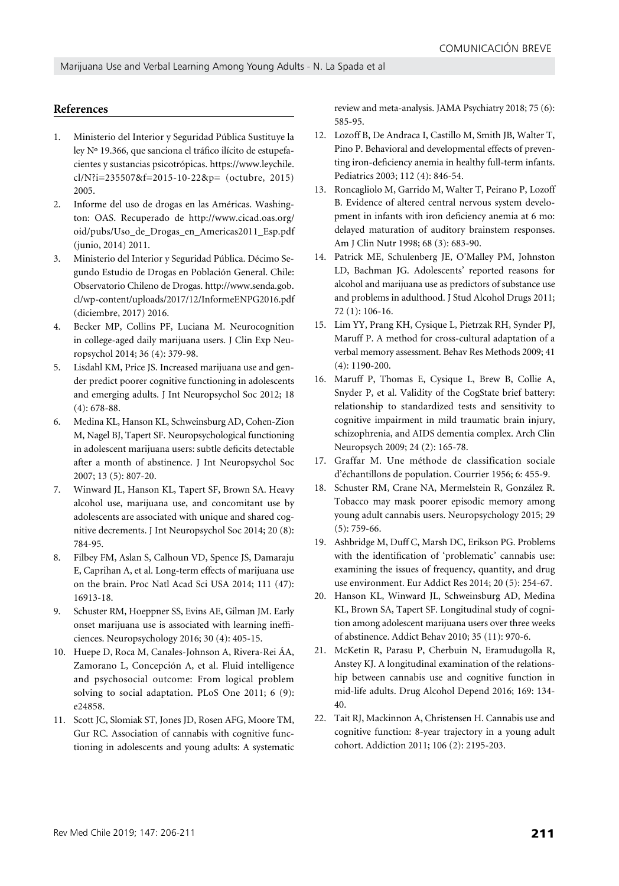## References

1. Ministerio del Interior y Seguridad Pública Sustituye la ley Nº 19.366, que sanciona el tráfico ilícito de estupefacientes y sustancias psicotrópicas. https://www.leychile.cl/N?i=235507&f=2015-10-22&p= (octubre, 2015) 2005.
2. Informe del uso de drogas en las Américas. Washington: OAS. Recuperado de http://www.cicad.oas.org/oid/pubs/Uso_de_Drogas_en_Americas2011_Esp.pdf (junio, 2014) 2011.
3. Ministerio del Interior y Seguridad Pública. Décimo Segundo Estudio de Drogas en Población General. Chile: Observatorio Chileno de Drogas. http://www.senda.gob.cl/wp-content/uploads/2017/12/InformeENPG2016.pdf (diciembre, 2017) 2016.
4. Becker MP, Collins PF, Luciana M. Neurocognition in college-aged daily marijuana users. J Clin Exp Neuropsychol 2014; 36 (4): 379-98.
5. Lisdahl KM, Price JS. Increased marijuana use and gender predict poorer cognitive functioning in adolescents and emerging adults. J Int Neuropsychol Soc 2012; 18 (4): 678-88.
6. Medina KL, Hanson KL, Schweinsburg AD, Cohen-Zion M, Nagel BJ, Tapert SF. Neuropsychological functioning in adolescent marijuana users: subtle deficits detectable after a month of abstinence. J Int Neuropsychol Soc 2007; 13 (5): 807-20.
7. Winward JL, Hanson KL, Tapert SF, Brown SA. Heavy alcohol use, marijuana use, and concomitant use by adolescents are associated with unique and shared cognitive decrements. J Int Neuropsychol Soc 2014; 20 (8): 784-95.
8. Filbey FM, Aslan S, Calhoun VD, Spence JS, Damaraju E, Caprihan A, et al. Long-term effects of marijuana use on the brain. Proc Natl Acad Sci USA 2014; 111 (47): 16913-18.
9. Schuster RM, Hoeppner SS, Evins AE, Gilman JM. Early onset marijuana use is associated with learning inefficiences. Neuropsychology 2016; 30 (4): 405-15.
10. Huepe D, Roca M, Canales-Johnson A, Rivera-Rei ÁA, Zamorano L, Concepción A, et al. Fluid intelligence and psychosocial outcome: From logical problem solving to social adaptation. PLoS One 2011; 6 (9): e24858.
11. Scott JC, Slomiak ST, Jones JD, Rosen AFG, Moore TM, Gur RC. Association of cannabis with cognitive functioning in adolescents and young adults: A systematic review and meta-analysis. JAMA Psychiatry 2018; 75 (6): 585-95.
12. Lozoff B, De Andraca I, Castillo M, Smith JB, Walter T, Pino P. Behavioral and developmental effects of preventing iron-deficiency anemia in healthy full-term infants. Pediatrics 2003; 112 (4): 846-54.
13. Roncagliolo M, Garrido M, Walter T, Peirano P, Lozoff B. Evidence of altered central nervous system development in infants with iron deficiency anemia at 6 mo: delayed maturation of auditory brainstem responses. Am J Clin Nutr 1998; 68 (3): 683-90.
14. Patrick ME, Schulenberg JE, O'Malley PM, Johnston LD, Bachman JG. Adolescents' reported reasons for alcohol and marijuana use as predictors of substance use and problems in adulthood. J Stud Alcohol Drugs 2011; 72 (1): 106-16.
15. Lim YY, Prang KH, Cysique L, Pietrzak RH, Synder PJ, Maruff P. A method for cross-cultural adaptation of a verbal memory assessment. Behav Res Methods 2009; 41 (4): 1190-200.
16. Maruff P, Thomas E, Cysique L, Brew B, Collie A, Snyder P, et al. Validity of the CogState brief battery: relationship to standardized tests and sensitivity to cognitive impairment in mild traumatic brain injury, schizophrenia, and AIDS dementia complex. Arch Clin Neuropsych 2009; 24 (2): 165-78.
17. Graffar M. Une méthode de classification sociale d'échantillons de population. Courrier 1956; 6: 455-9.
18. Schuster RM, Crane NA, Mermelstein R, González R. Tobacco may mask poorer episodic memory among young adult cannabis users. Neuropsychology 2015; 29 (5): 759-66.
19. Ashbridge M, Duff C, Marsh DC, Erikson PG. Problems with the identification of 'problematic' cannabis use: examining the issues of frequency, quantity, and drug use environment. Eur Addict Res 2014; 20 (5): 254-67.
20. Hanson KL, Winward JL, Schweinsburg AD, Medina KL, Brown SA, Tapert SF. Longitudinal study of cognition among adolescent marijuana users over three weeks of abstinence. Addict Behav 2010; 35 (11): 970-6.
21. McKetin R, Parasu P, Cherbuin N, Eramudugolla R, Anstey KJ. A longitudinal examination of the relationship between cannabis use and cognitive function in mid-life adults. Drug Alcohol Depend 2016; 169: 134-40.
22. Tait RJ, Mackinnon A, Christensen H. Cannabis use and cognitive function: 8-year trajectory in a young adult cohort. Addiction 2011; 106 (2): 2195-203.